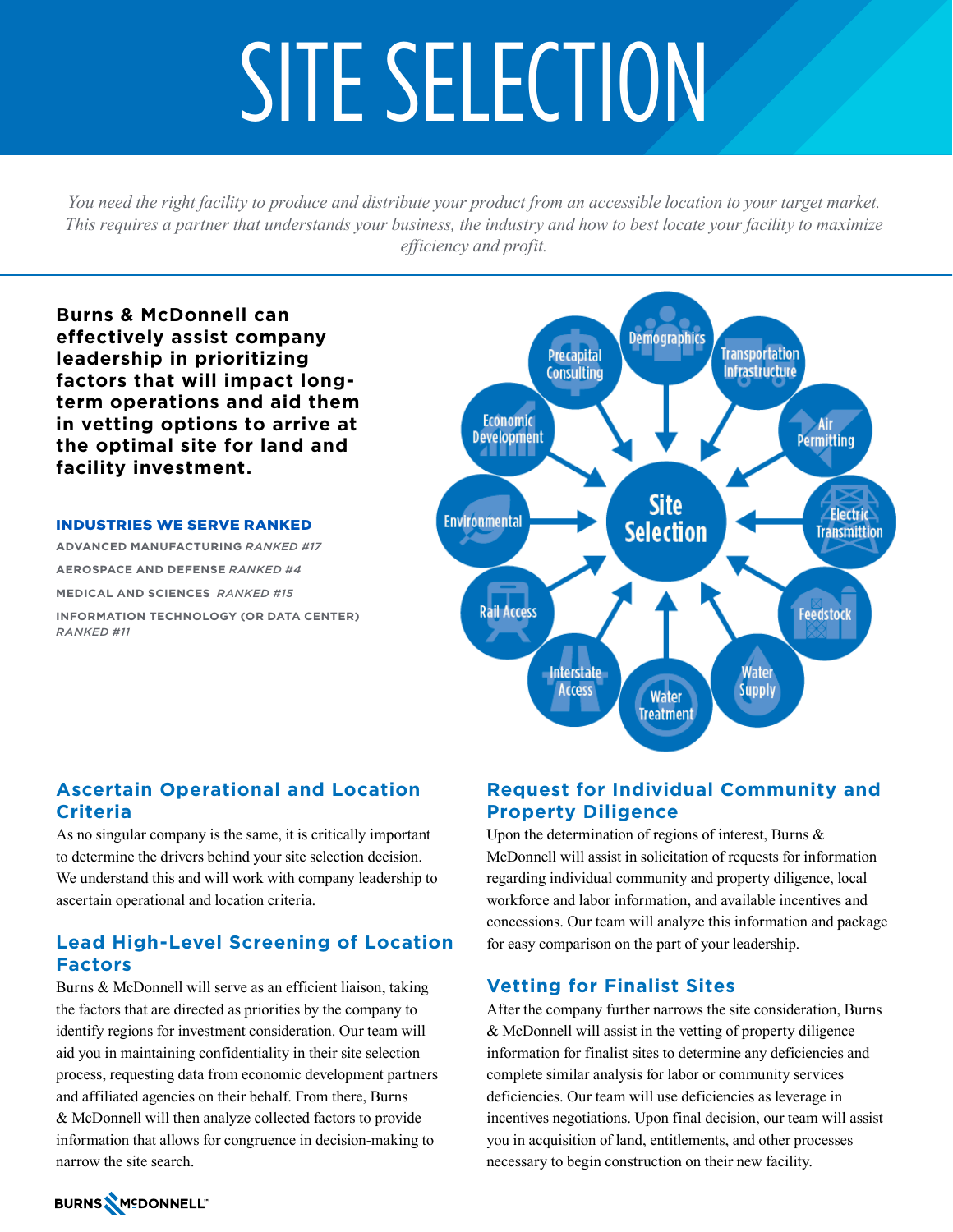# SITE SELECTION

*You need the right facility to produce and distribute your product from an accessible location to your target market. This requires a partner that understands your business, the industry and how to best locate your facility to maximize efficiency and profit.*

**Burns & McDonnell can effectively assist company leadership in prioritizing factors that will impact long-term operations and aid them in vetting options to arrive at the optimal site for land and facility investment.**

**INDUSTRIES WE SERVE RANKED**

ADVANCED MANUFACTURING *RANKED #17*

AEROSPACE AND DEFENSE *RANKED #4*

MEDICAL AND SCIENCES *RANKED #15*

INFORMATION TECHNOLOGY (OR DATA CENTER) *RANKED #11*

Site Selection: Demographics, Transportation Infrastructure, Air Permitting, Electric Transmittion, Feedstock, Water Supply, Water Treatment, Interstate Access, Rail Access, Environmental, Economic Development, Precapital Consulting

## Ascertain Operational and Location Criteria

As no singular company is the same, it is critically important to determine the drivers behind your site selection decision. We understand this and will work with company leadership to ascertain operational and location criteria.

## Lead High-Level Screening of Location Factors

Burns & McDonnell will serve as an efficient liaison, taking the factors that are directed as priorities by the company to identify regions for investment consideration. Our team will aid you in maintaining confidentiality in their site selection process, requesting data from economic development partners and affiliated agencies on their behalf. From there, Burns & McDonnell will then analyze collected factors to provide information that allows for congruence in decision-making to narrow the site search.

## Request for Individual Community and Property Diligence

Upon the determination of regions of interest, Burns & McDonnell will assist in solicitation of requests for information regarding individual community and property diligence, local workforce and labor information, and available incentives and concessions. Our team will analyze this information and package for easy comparison on the part of your leadership.

## Vetting for Finalist Sites

After the company further narrows the site consideration, Burns & McDonnell will assist in the vetting of property diligence information for finalist sites to determine any deficiencies and complete similar analysis for labor or community services deficiencies. Our team will use deficiencies as leverage in incentives negotiations. Upon final decision, our team will assist you in acquisition of land, entitlements, and other processes necessary to begin construction on their new facility.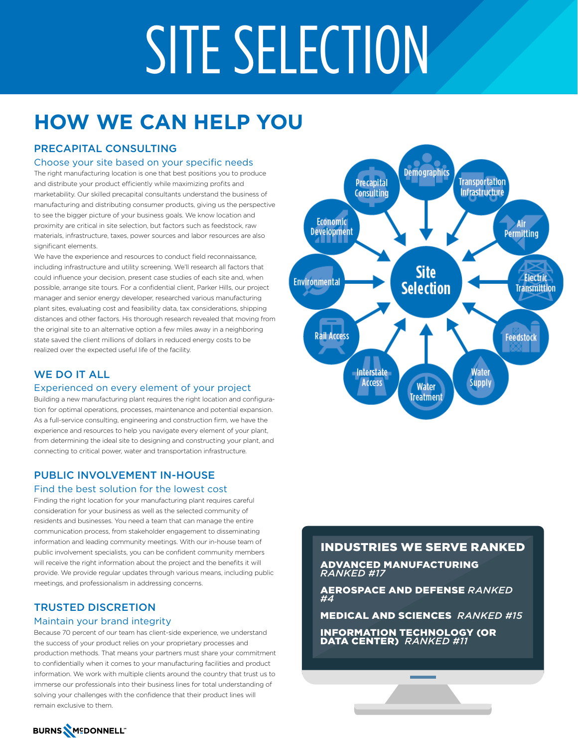# SITE SELECTION

## HOW WE CAN HELP YOU

### PRECAPITAL CONSULTING

#### Choose your site based on your specific needs

The right manufacturing location is one that best positions you to produce and distribute your product efficiently while maximizing profits and marketability. Our skilled precapital consultants understand the business of manufacturing and distributing consumer products, giving us the perspective to see the bigger picture of your business goals. We know location and proximity are critical in site selection, but factors such as feedstock, raw materials, infrastructure, taxes, power sources and labor resources are also significant elements.

We have the experience and resources to conduct field reconnaissance, including infrastructure and utility screening. We'll research all factors that could influence your decision, present case studies of each site and, when possible, arrange site tours. For a confidential client, Parker Hills, our project manager and senior energy developer, researched various manufacturing plant sites, evaluating cost and feasibility data, tax considerations, shipping distances and other factors. His thorough research revealed that moving from the original site to an alternative option a few miles away in a neighboring state saved the client millions of dollars in reduced energy costs to be realized over the expected useful life of the facility.

Site Selection

Demographics
Transportation Infrastructure
Air Permitting
Electric Transmission
Feedstock
Water Supply
Water Treatment
Interstate Access
Rail Access
Environmental
Economic Development
Precapital Consulting

### WE DO IT ALL

#### Experienced on every element of your project

Building a new manufacturing plant requires the right location and configuration for optimal operations, processes, maintenance and potential expansion. As a full-service consulting, engineering and construction firm, we have the experience and resources to help you navigate every element of your plant, from determining the ideal site to designing and constructing your plant, and connecting to critical power, water and transportation infrastructure.

### PUBLIC INVOLVEMENT IN-HOUSE

#### Find the best solution for the lowest cost

Finding the right location for your manufacturing plant requires careful consideration for your business as well as the selected community of residents and businesses. You need a team that can manage the entire communication process, from stakeholder engagement to disseminating information and leading community meetings. With our in-house team of public involvement specialists, you can be confident community members will receive the right information about the project and the benefits it will provide. We provide regular updates through various means, including public meetings, and professionalism in addressing concerns.

### TRUSTED DISCRETION

#### Maintain your brand integrity

Because 70 percent of our team has client-side experience, we understand the success of your product relies on your proprietary processes and production methods. That means your partners must share your commitment to confidentially when it comes to your manufacturing facilities and product information. We work with multiple clients around the country that trust us to immerse our professionals into their business lines for total understanding of solving your challenges with the confidence that their product lines will remain exclusive to them.

### INDUSTRIES WE SERVE RANKED

**ADVANCED MANUFACTURING** *RANKED #17*

**AEROSPACE AND DEFENSE** *RANKED #4*

**MEDICAL AND SCIENCES** *RANKED #15*

**INFORMATION TECHNOLOGY (OR DATA CENTER)** *RANKED #11*

BURNS McDONNELL